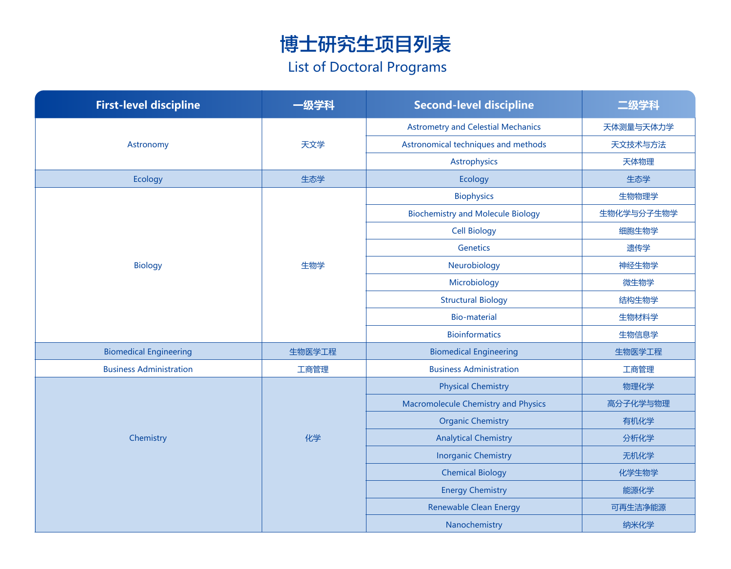# 博士研究生项目列表

## List of Doctoral Programs

| First-level discipline | 一级学科 | Second-level discipline | 二级学科 |
| --- | --- | --- | --- |
| Astronomy | 天文学 | Astrometry and Celestial Mechanics | 天体测量与天体力学 |
| | | Astronomical techniques and methods | 天文技术与方法 |
| | | Astrophysics | 天体物理 |
| Ecology | 生态学 | Ecology | 生态学 |
| Biology | 生物学 | Biophysics | 生物物理学 |
| | | Biochemistry and Molecule Biology | 生物化学与分子生物学 |
| | | Cell Biology | 细胞生物学 |
| | | Genetics | 遗传学 |
| | | Neurobiology | 神经生物学 |
| | | Microbiology | 微生物学 |
| | | Structural Biology | 结构生物学 |
| | | Bio-material | 生物材料学 |
| | | Bioinformatics | 生物信息学 |
| Biomedical Engineering | 生物医学工程 | Biomedical Engineering | 生物医学工程 |
| Business Administration | 工商管理 | Business Administration | 工商管理 |
| Chemistry | 化学 | Physical Chemistry | 物理化学 |
| | | Macromolecule Chemistry and Physics | 高分子化学与物理 |
| | | Organic Chemistry | 有机化学 |
| | | Analytical Chemistry | 分析化学 |
| | | Inorganic Chemistry | 无机化学 |
| | | Chemical Biology | 化学生物学 |
| | | Energy Chemistry | 能源化学 |
| | | Renewable Clean Energy | 可再生洁净能源 |
| | | Nanochemistry | 纳米化学 |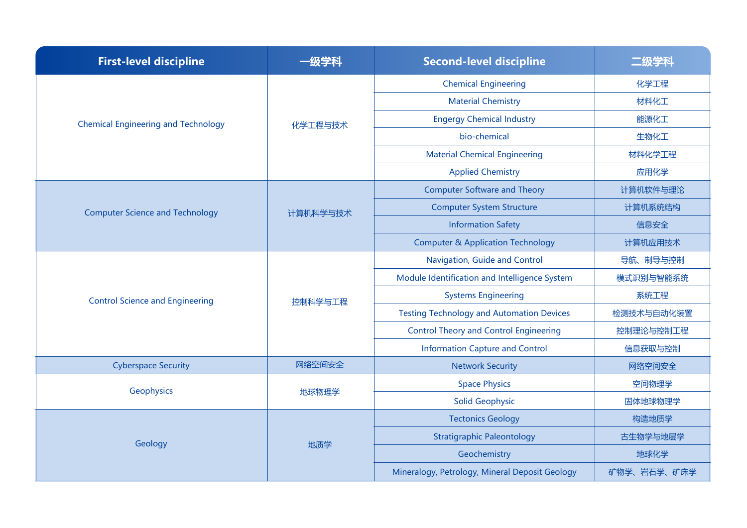| First-level discipline | 一级学科 | Second-level discipline | 二级学科 |
| --- | --- | --- | --- |
| Chemical Engineering and Technology | 化学工程与技术 | Chemical Engineering | 化学工程 |
| | | Material Chemistry | 材料化工 |
| | | Engergy Chemical Industry | 能源化工 |
| | | bio-chemical | 生物化工 |
| | | Material Chemical Engineering | 材料化学工程 |
| | | Applied Chemistry | 应用化学 |
| Computer Science and Technology | 计算机科学与技术 | Computer Software and Theory | 计算机软件与理论 |
| | | Computer System Structure | 计算机系统结构 |
| | | Information Safety | 信息安全 |
| | | Computer & Application Technology | 计算机应用技术 |
| Control Science and Engineering | 控制科学与工程 | Navigation, Guide and Control | 导航、制导与控制 |
| | | Module Identification and Intelligence System | 模式识别与智能系统 |
| | | Systems Engineering | 系统工程 |
| | | Testing Technology and Automation Devices | 检测技术与自动化装置 |
| | | Control Theory and Control Engineering | 控制理论与控制工程 |
| | | Information Capture and Control | 信息获取与控制 |
| Cyberspace Security | 网络空间安全 | Network Security | 网络空间安全 |
| Geophysics | 地球物理学 | Space Physics | 空间物理学 |
| | | Solid Geophysic | 固体地球物理学 |
| Geology | 地质学 | Tectonics Geology | 构造地质学 |
| | | Stratigraphic Paleontology | 古生物学与地层学 |
| | | Geochemistry | 地球化学 |
| | | Mineralogy, Petrology, Mineral Deposit Geology | 矿物学、岩石学、矿床学 |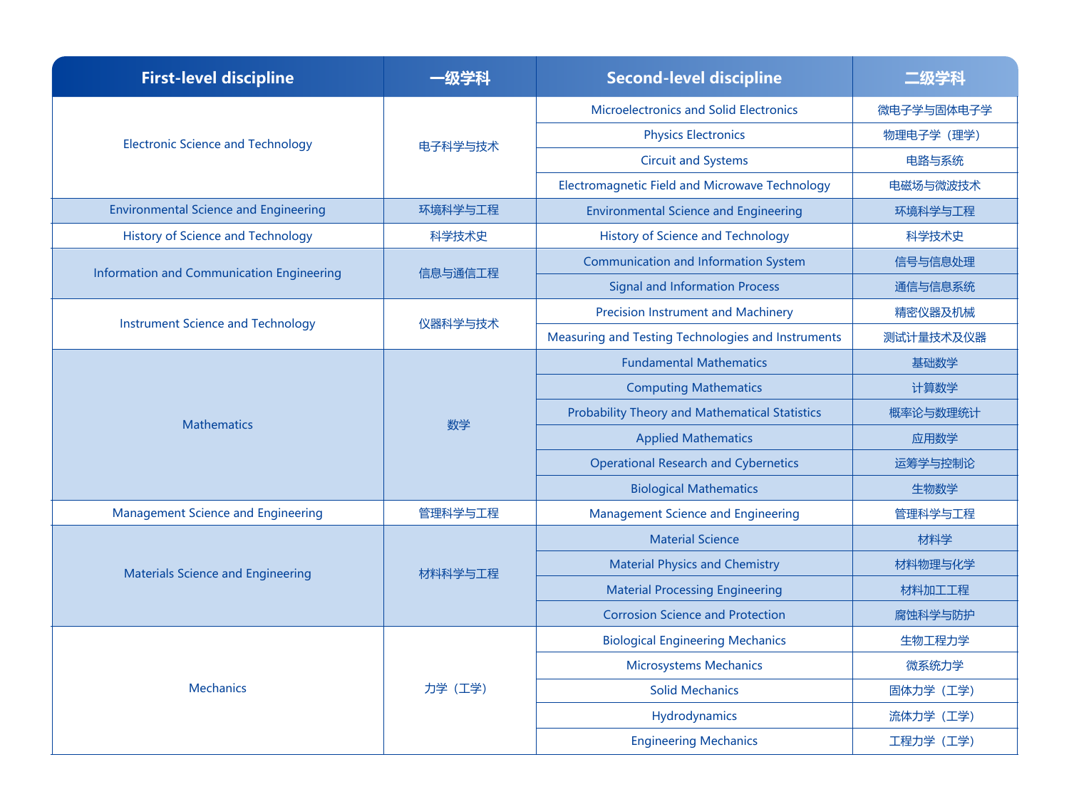| First-level discipline | 一级学科 | Second-level discipline | 二级学科 |
|---|---|---|---|
| Electronic Science and Technology | 电子科学与技术 | Microelectronics and Solid Electronics | 微电子学与固体电子学 |
| | | Physics Electronics | 物理电子学（理学） |
| | | Circuit and Systems | 电路与系统 |
| | | Electromagnetic Field and Microwave Technology | 电磁场与微波技术 |
| Environmental Science and Engineering | 环境科学与工程 | Environmental Science and Engineering | 环境科学与工程 |
| History of Science and Technology | 科学技术史 | History of Science and Technology | 科学技术史 |
| Information and Communication Engineering | 信息与通信工程 | Communication and Information System | 信号与信息处理 |
| | | Signal and Information Process | 通信与信息系统 |
| Instrument Science and Technology | 仪器科学与技术 | Precision Instrument and Machinery | 精密仪器及机械 |
| | | Measuring and Testing Technologies and Instruments | 测试计量技术及仪器 |
| Mathematics | 数学 | Fundamental Mathematics | 基础数学 |
| | | Computing Mathematics | 计算数学 |
| | | Probability Theory and Mathematical Statistics | 概率论与数理统计 |
| | | Applied Mathematics | 应用数学 |
| | | Operational Research and Cybernetics | 运筹学与控制论 |
| | | Biological Mathematics | 生物数学 |
| Management Science and Engineering | 管理科学与工程 | Management Science and Engineering | 管理科学与工程 |
| Materials Science and Engineering | 材料科学与工程 | Material Science | 材料学 |
| | | Material Physics and Chemistry | 材料物理与化学 |
| | | Material Processing Engineering | 材料加工工程 |
| | | Corrosion Science and Protection | 腐蚀科学与防护 |
| Mechanics | 力学（工学） | Biological Engineering Mechanics | 生物工程力学 |
| | | Microsystems Mechanics | 微系统力学 |
| | | Solid Mechanics | 固体力学（工学） |
| | | Hydrodynamics | 流体力学（工学） |
| | | Engineering Mechanics | 工程力学（工学） |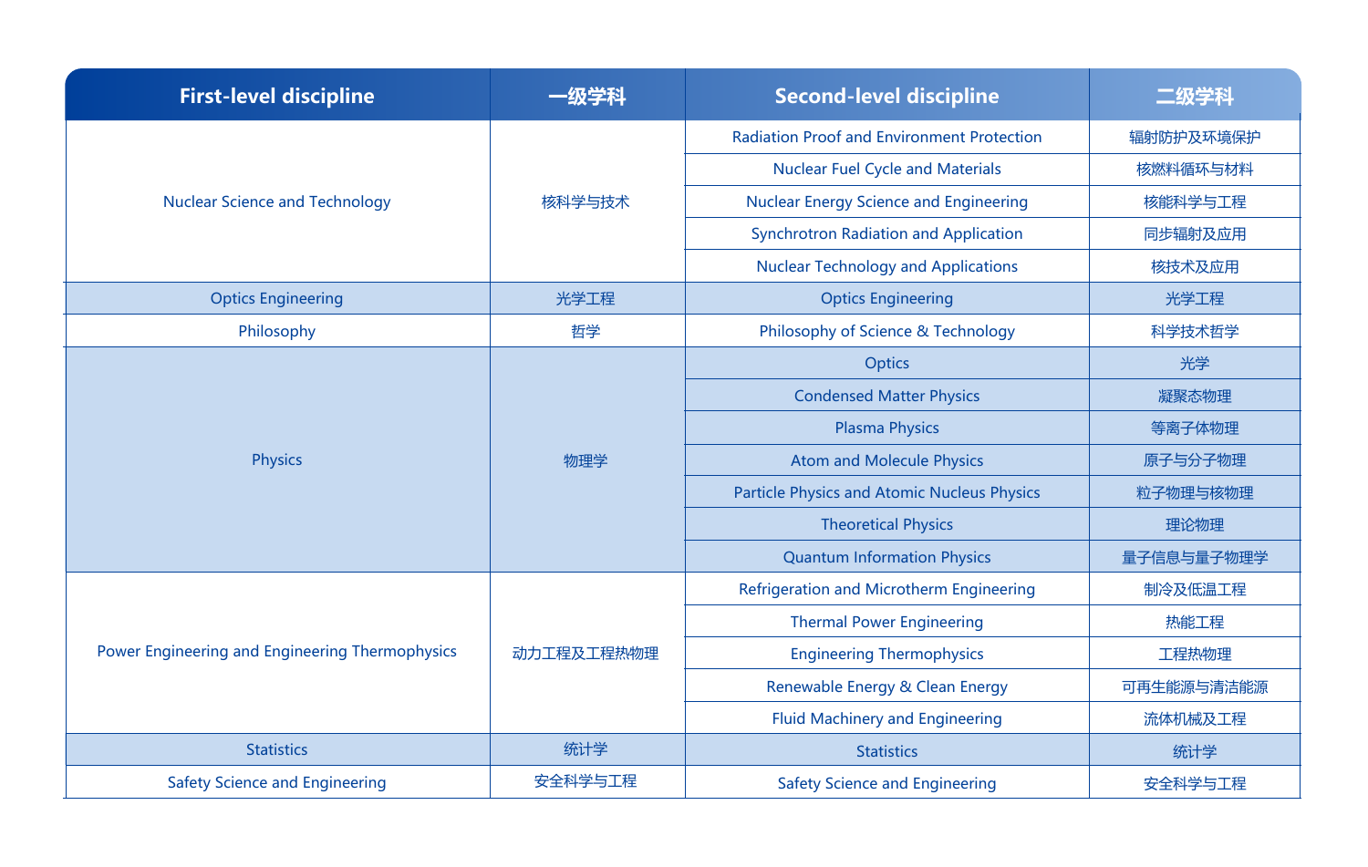| First-level discipline | 一级学科 | Second-level discipline | 二级学科 |
|---|---|---|---|
| Nuclear Science and Technology | 核科学与技术 | Radiation Proof and Environment Protection | 辐射防护及环境保护 |
| | | Nuclear Fuel Cycle and Materials | 核燃料循环与材料 |
| | | Nuclear Energy Science and Engineering | 核能科学与工程 |
| | | Synchrotron Radiation and Application | 同步辐射及应用 |
| | | Nuclear Technology and Applications | 核技术及应用 |
| Optics Engineering | 光学工程 | Optics Engineering | 光学工程 |
| Philosophy | 哲学 | Philosophy of Science & Technology | 科学技术哲学 |
| Physics | 物理学 | Optics | 光学 |
| | | Condensed Matter Physics | 凝聚态物理 |
| | | Plasma Physics | 等离子体物理 |
| | | Atom and Molecule Physics | 原子与分子物理 |
| | | Particle Physics and Atomic Nucleus Physics | 粒子物理与核物理 |
| | | Theoretical Physics | 理论物理 |
| | | Quantum Information Physics | 量子信息与量子物理学 |
| Power Engineering and Engineering Thermophysics | 动力工程及工程热物理 | Refrigeration and Microtherm Engineering | 制冷及低温工程 |
| | | Thermal Power Engineering | 热能工程 |
| | | Engineering Thermophysics | 工程热物理 |
| | | Renewable Energy & Clean Energy | 可再生能源与清洁能源 |
| | | Fluid Machinery and Engineering | 流体机械及工程 |
| Statistics | 统计学 | Statistics | 统计学 |
| Safety Science and Engineering | 安全科学与工程 | Safety Science and Engineering | 安全科学与工程 |